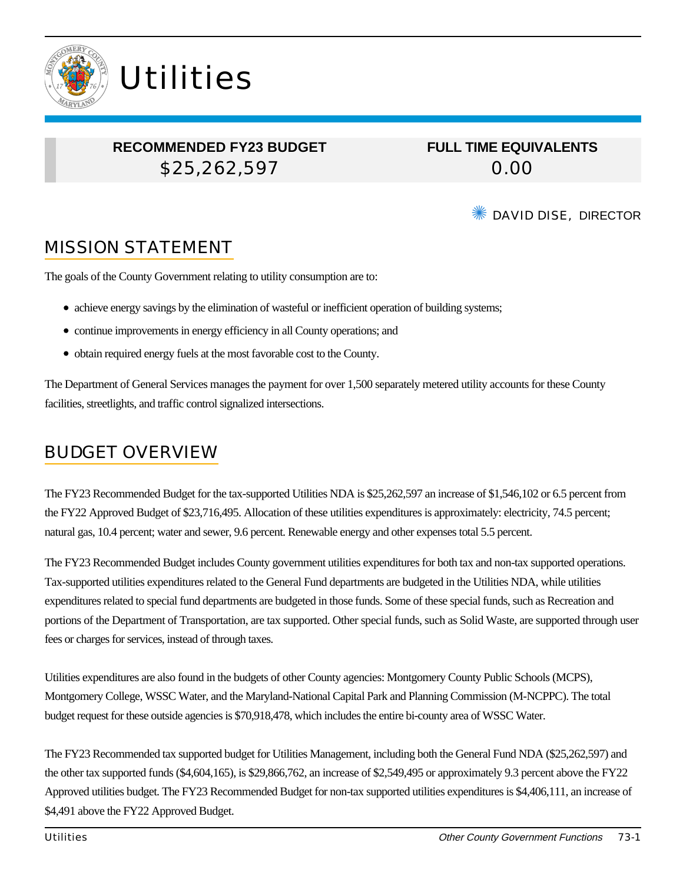# Utilities

| RECOMMENDED FY23 BUDGET | FULL TIME EQUIVALENTS |
|---|---|
| $25,262,597 | 0.00 |

✳ DAVID DISE, DIRECTOR

## MISSION STATEMENT

The goals of the County Government relating to utility consumption are to:

- achieve energy savings by the elimination of wasteful or inefficient operation of building systems;
- continue improvements in energy efficiency in all County operations; and
- obtain required energy fuels at the most favorable cost to the County.

The Department of General Services manages the payment for over 1,500 separately metered utility accounts for these County facilities, streetlights, and traffic control signalized intersections.

## BUDGET OVERVIEW

The FY23 Recommended Budget for the tax-supported Utilities NDA is $25,262,597 an increase of $1,546,102 or 6.5 percent from the FY22 Approved Budget of $23,716,495. Allocation of these utilities expenditures is approximately: electricity, 74.5 percent; natural gas, 10.4 percent; water and sewer, 9.6 percent. Renewable energy and other expenses total 5.5 percent.

The FY23 Recommended Budget includes County government utilities expenditures for both tax and non-tax supported operations. Tax-supported utilities expenditures related to the General Fund departments are budgeted in the Utilities NDA, while utilities expenditures related to special fund departments are budgeted in those funds. Some of these special funds, such as Recreation and portions of the Department of Transportation, are tax supported. Other special funds, such as Solid Waste, are supported through user fees or charges for services, instead of through taxes.

Utilities expenditures are also found in the budgets of other County agencies: Montgomery County Public Schools (MCPS), Montgomery College, WSSC Water, and the Maryland-National Capital Park and Planning Commission (M-NCPPC). The total budget request for these outside agencies is $70,918,478, which includes the entire bi-county area of WSSC Water.

The FY23 Recommended tax supported budget for Utilities Management, including both the General Fund NDA ($25,262,597) and the other tax supported funds ($4,604,165), is $29,866,762, an increase of $2,549,495 or approximately 9.3 percent above the FY22 Approved utilities budget. The FY23 Recommended Budget for non-tax supported utilities expenditures is $4,406,111, an increase of $4,491 above the FY22 Approved Budget.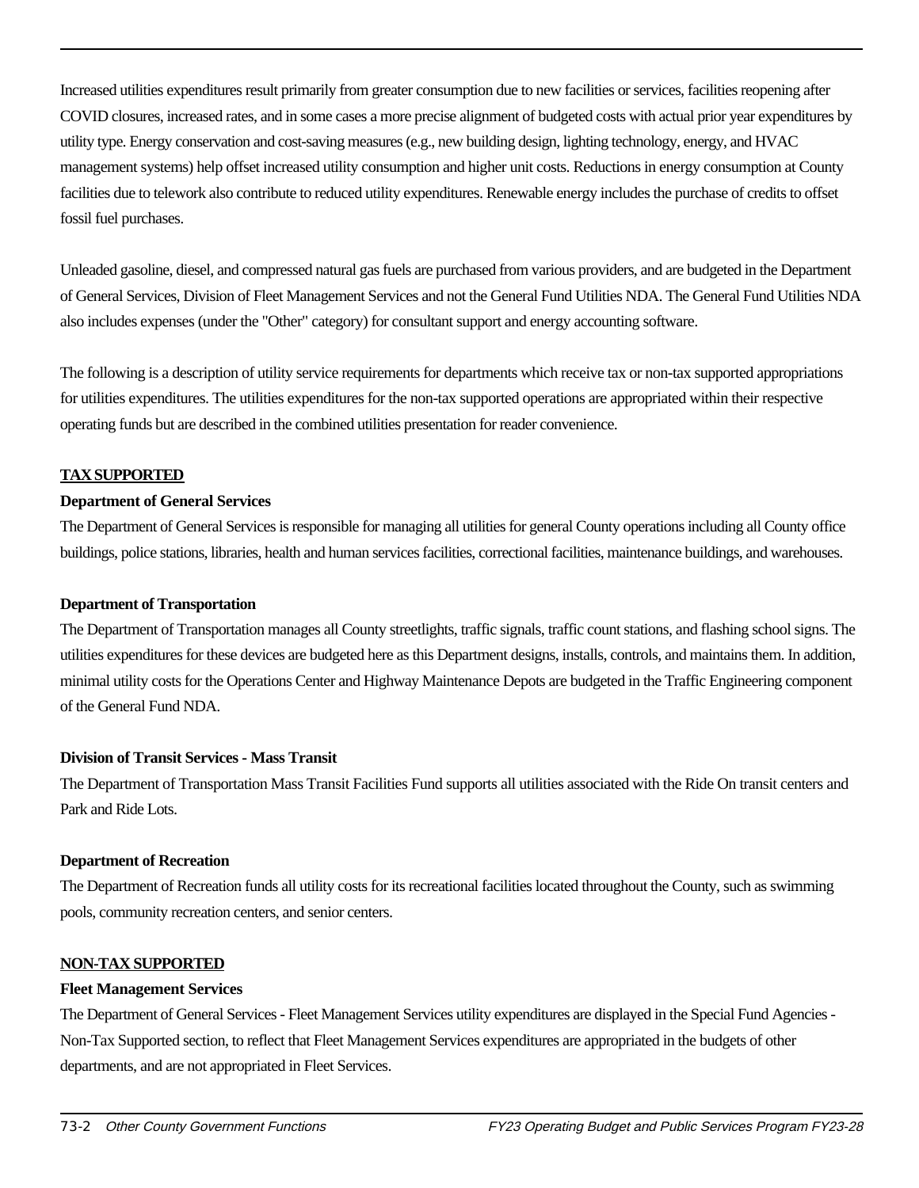Increased utilities expenditures result primarily from greater consumption due to new facilities or services, facilities reopening after COVID closures, increased rates, and in some cases a more precise alignment of budgeted costs with actual prior year expenditures by utility type. Energy conservation and cost-saving measures (e.g., new building design, lighting technology, energy, and HVAC management systems) help offset increased utility consumption and higher unit costs. Reductions in energy consumption at County facilities due to telework also contribute to reduced utility expenditures. Renewable energy includes the purchase of credits to offset fossil fuel purchases.

Unleaded gasoline, diesel, and compressed natural gas fuels are purchased from various providers, and are budgeted in the Department of General Services, Division of Fleet Management Services and not the General Fund Utilities NDA. The General Fund Utilities NDA also includes expenses (under the "Other" category) for consultant support and energy accounting software.

The following is a description of utility service requirements for departments which receive tax or non-tax supported appropriations for utilities expenditures. The utilities expenditures for the non-tax supported operations are appropriated within their respective operating funds but are described in the combined utilities presentation for reader convenience.

## TAX SUPPORTED

**Department of General Services**

The Department of General Services is responsible for managing all utilities for general County operations including all County office buildings, police stations, libraries, health and human services facilities, correctional facilities, maintenance buildings, and warehouses.

**Department of Transportation**

The Department of Transportation manages all County streetlights, traffic signals, traffic count stations, and flashing school signs. The utilities expenditures for these devices are budgeted here as this Department designs, installs, controls, and maintains them. In addition, minimal utility costs for the Operations Center and Highway Maintenance Depots are budgeted in the Traffic Engineering component of the General Fund NDA.

**Division of Transit Services - Mass Transit**

The Department of Transportation Mass Transit Facilities Fund supports all utilities associated with the Ride On transit centers and Park and Ride Lots.

**Department of Recreation**

The Department of Recreation funds all utility costs for its recreational facilities located throughout the County, such as swimming pools, community recreation centers, and senior centers.

## NON-TAX SUPPORTED

**Fleet Management Services**

The Department of General Services - Fleet Management Services utility expenditures are displayed in the Special Fund Agencies - Non-Tax Supported section, to reflect that Fleet Management Services expenditures are appropriated in the budgets of other departments, and are not appropriated in Fleet Services.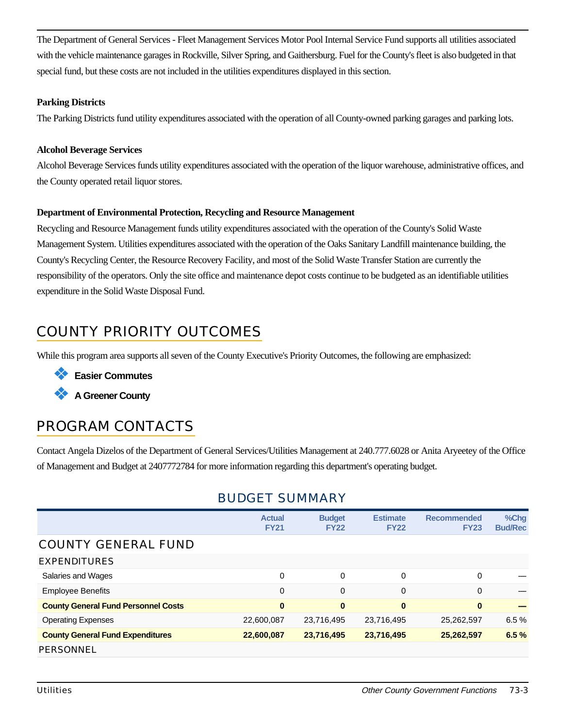The Department of General Services - Fleet Management Services Motor Pool Internal Service Fund supports all utilities associated with the vehicle maintenance garages in Rockville, Silver Spring, and Gaithersburg. Fuel for the County's fleet is also budgeted in that special fund, but these costs are not included in the utilities expenditures displayed in this section.

**Parking Districts**

The Parking Districts fund utility expenditures associated with the operation of all County-owned parking garages and parking lots.

**Alcohol Beverage Services**

Alcohol Beverage Services funds utility expenditures associated with the operation of the liquor warehouse, administrative offices, and the County operated retail liquor stores.

**Department of Environmental Protection, Recycling and Resource Management**

Recycling and Resource Management funds utility expenditures associated with the operation of the County's Solid Waste Management System. Utilities expenditures associated with the operation of the Oaks Sanitary Landfill maintenance building, the County's Recycling Center, the Resource Recovery Facility, and most of the Solid Waste Transfer Station are currently the responsibility of the operators. Only the site office and maintenance depot costs continue to be budgeted as an identifiable utilities expenditure in the Solid Waste Disposal Fund.

## COUNTY PRIORITY OUTCOMES

While this program area supports all seven of the County Executive's Priority Outcomes, the following are emphasized:

- **Easier Commutes**
- **A Greener County**

## PROGRAM CONTACTS

Contact Angela Dizelos of the Department of General Services/Utilities Management at 240.777.6028 or Anita Aryeetey of the Office of Management and Budget at 2407772784 for more information regarding this department's operating budget.

## BUDGET SUMMARY

| | Actual FY21 | Budget FY22 | Estimate FY22 | Recommended FY23 | %Chg Bud/Rec |
|---|---|---|---|---|---|
| **COUNTY GENERAL FUND** | | | | | |
| **EXPENDITURES** | | | | | |
| Salaries and Wages | 0 | 0 | 0 | 0 | — |
| Employee Benefits | 0 | 0 | 0 | 0 | — |
| **County General Fund Personnel Costs** | **0** | **0** | **0** | **0** | **—** |
| Operating Expenses | 22,600,087 | 23,716,495 | 23,716,495 | 25,262,597 | 6.5 % |
| **County General Fund Expenditures** | **22,600,087** | **23,716,495** | **23,716,495** | **25,262,597** | **6.5 %** |
| **PERSONNEL** | | | | | |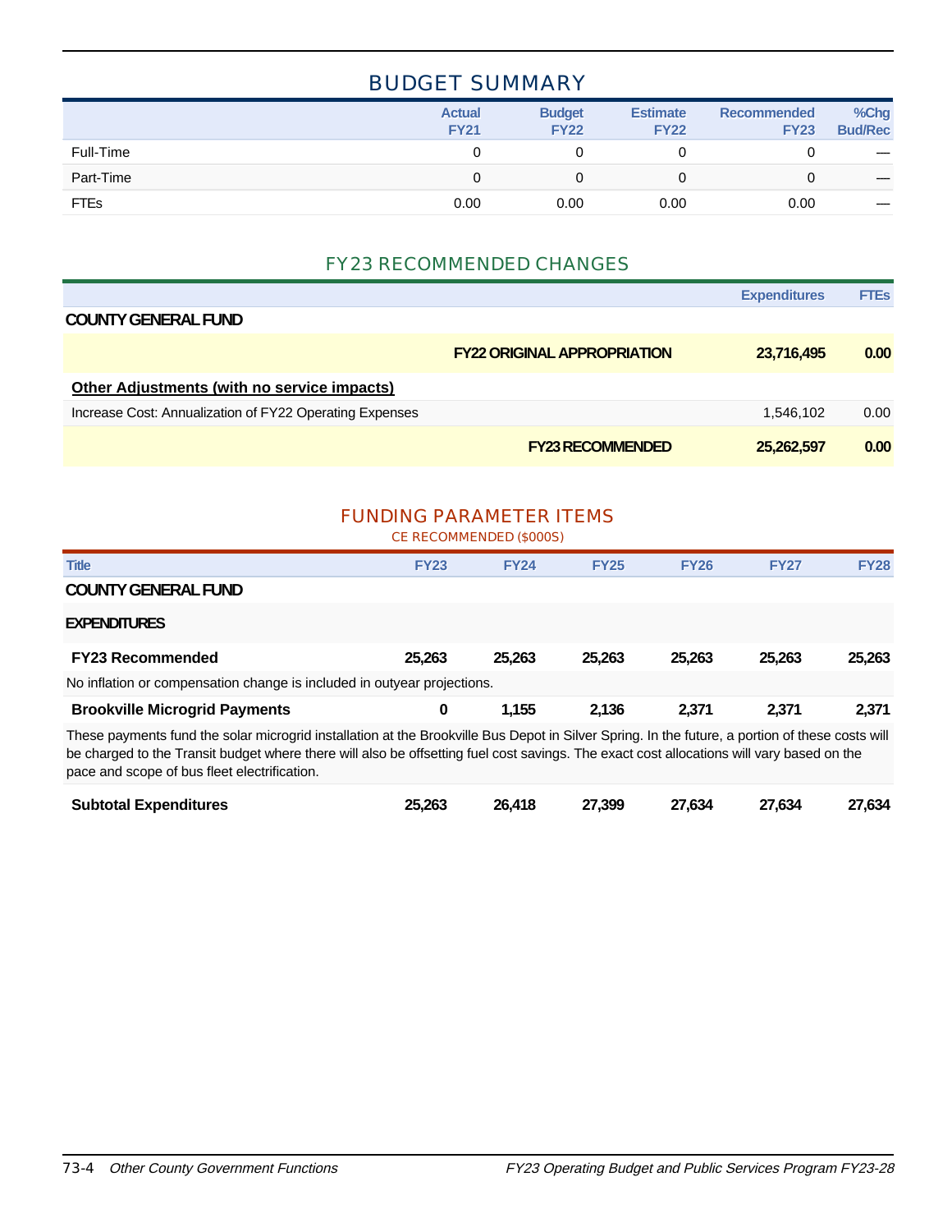## BUDGET SUMMARY

| | Actual FY21 | Budget FY22 | Estimate FY22 | Recommended FY23 | %Chg Bud/Rec |
|---|---|---|---|---|---|
| Full-Time | 0 | 0 | 0 | 0 | — |
| Part-Time | 0 | 0 | 0 | 0 | — |
| FTEs | 0.00 | 0.00 | 0.00 | 0.00 | — |

## FY23 RECOMMENDED CHANGES

| | Expenditures | FTEs |
|---|---|---|
| **COUNTY GENERAL FUND** | | |
| **FY22 ORIGINAL APPROPRIATION** | **23,716,495** | **0.00** |
| **Other Adjustments (with no service impacts)** | | |
| Increase Cost: Annualization of FY22 Operating Expenses | 1,546,102 | 0.00 |
| **FY23 RECOMMENDED** | **25,262,597** | **0.00** |

## FUNDING PARAMETER ITEMS

CE RECOMMENDED ($000S)

| Title | FY23 | FY24 | FY25 | FY26 | FY27 | FY28 |
|---|---|---|---|---|---|---|
| **COUNTY GENERAL FUND** | | | | | | |
| **EXPENDITURES** | | | | | | |
| **FY23 Recommended** | **25,263** | **25,263** | **25,263** | **25,263** | **25,263** | **25,263** |
| No inflation or compensation change is included in outyear projections. | | | | | | |
| **Brookville Microgrid Payments** | **0** | **1,155** | **2,136** | **2,371** | **2,371** | **2,371** |
| These payments fund the solar microgrid installation at the Brookville Bus Depot in Silver Spring. In the future, a portion of these costs will be charged to the Transit budget where there will also be offsetting fuel cost savings. The exact cost allocations will vary based on the pace and scope of bus fleet electrification. | | | | | | |
| **Subtotal Expenditures** | **25,263** | **26,418** | **27,399** | **27,634** | **27,634** | **27,634** |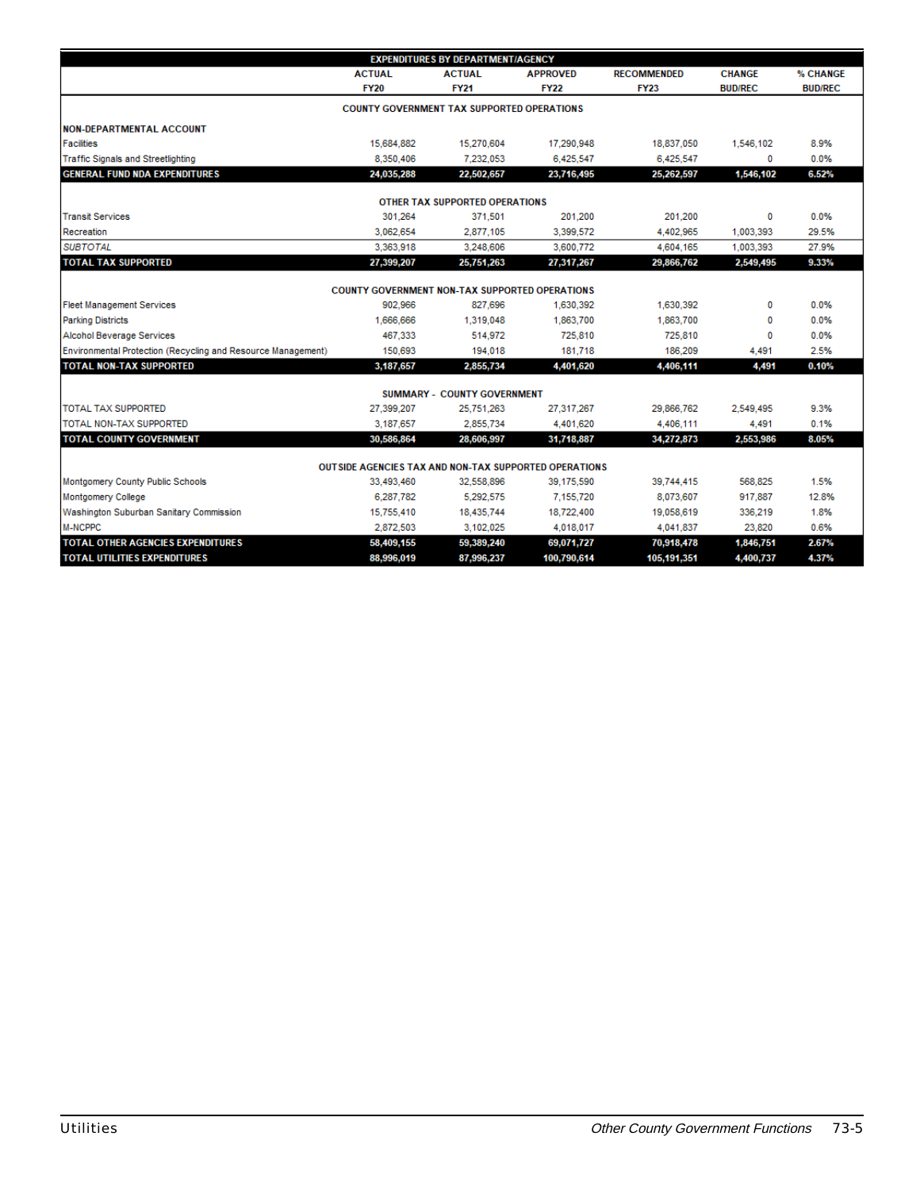| EXPENDITURES BY DEPARTMENT/AGENCY | ACTUAL FY20 | ACTUAL FY21 | APPROVED FY22 | RECOMMENDED FY23 | CHANGE BUD/REC | % CHANGE BUD/REC |
|---|---|---|---|---|---|---|
| **COUNTY GOVERNMENT TAX SUPPORTED OPERATIONS** | | | | | | |
| **NON-DEPARTMENTAL ACCOUNT** | | | | | | |
| Facilities | 15,684,882 | 15,270,604 | 17,290,948 | 18,837,050 | 1,546,102 | 8.9% |
| Traffic Signals and Streetlighting | 8,350,406 | 7,232,053 | 6,425,547 | 6,425,547 | 0 | 0.0% |
| **GENERAL FUND NDA EXPENDITURES** | **24,035,288** | **22,502,657** | **23,716,495** | **25,262,597** | **1,546,102** | **6.52%** |
| **OTHER TAX SUPPORTED OPERATIONS** | | | | | | |
| Transit Services | 301,264 | 371,501 | 201,200 | 201,200 | 0 | 0.0% |
| Recreation | 3,062,654 | 2,877,105 | 3,399,572 | 4,402,965 | 1,003,393 | 29.5% |
| *SUBTOTAL* | 3,363,918 | 3,248,606 | 3,600,772 | 4,604,165 | 1,003,393 | 27.9% |
| **TOTAL TAX SUPPORTED** | **27,399,207** | **25,751,263** | **27,317,267** | **29,866,762** | **2,549,495** | **9.33%** |
| **COUNTY GOVERNMENT NON-TAX SUPPORTED OPERATIONS** | | | | | | |
| Fleet Management Services | 902,966 | 827,696 | 1,630,392 | 1,630,392 | 0 | 0.0% |
| Parking Districts | 1,666,666 | 1,319,048 | 1,863,700 | 1,863,700 | 0 | 0.0% |
| Alcohol Beverage Services | 467,333 | 514,972 | 725,810 | 725,810 | 0 | 0.0% |
| Environmental Protection (Recycling and Resource Management) | 150,693 | 194,018 | 181,718 | 186,209 | 4,491 | 2.5% |
| **TOTAL NON-TAX SUPPORTED** | **3,187,657** | **2,855,734** | **4,401,620** | **4,406,111** | **4,491** | **0.10%** |
| **SUMMARY - COUNTY GOVERNMENT** | | | | | | |
| TOTAL TAX SUPPORTED | 27,399,207 | 25,751,263 | 27,317,267 | 29,866,762 | 2,549,495 | 9.3% |
| TOTAL NON-TAX SUPPORTED | 3,187,657 | 2,855,734 | 4,401,620 | 4,406,111 | 4,491 | 0.1% |
| **TOTAL COUNTY GOVERNMENT** | **30,586,864** | **28,606,997** | **31,718,887** | **34,272,873** | **2,553,986** | **8.05%** |
| **OUTSIDE AGENCIES TAX AND NON-TAX SUPPORTED OPERATIONS** | | | | | | |
| Montgomery County Public Schools | 33,493,460 | 32,558,896 | 39,175,590 | 39,744,415 | 568,825 | 1.5% |
| Montgomery College | 6,287,782 | 5,292,575 | 7,155,720 | 8,073,607 | 917,887 | 12.8% |
| Washington Suburban Sanitary Commission | 15,755,410 | 18,435,744 | 18,722,400 | 19,058,619 | 336,219 | 1.8% |
| M-NCPPC | 2,872,503 | 3,102,025 | 4,018,017 | 4,041,837 | 23,820 | 0.6% |
| **TOTAL OTHER AGENCIES EXPENDITURES** | **58,409,155** | **59,389,240** | **69,071,727** | **70,918,478** | **1,846,751** | **2.67%** |
| **TOTAL UTILITIES EXPENDITURES** | **88,996,019** | **87,996,237** | **100,790,614** | **105,191,351** | **4,400,737** | **4.37%** |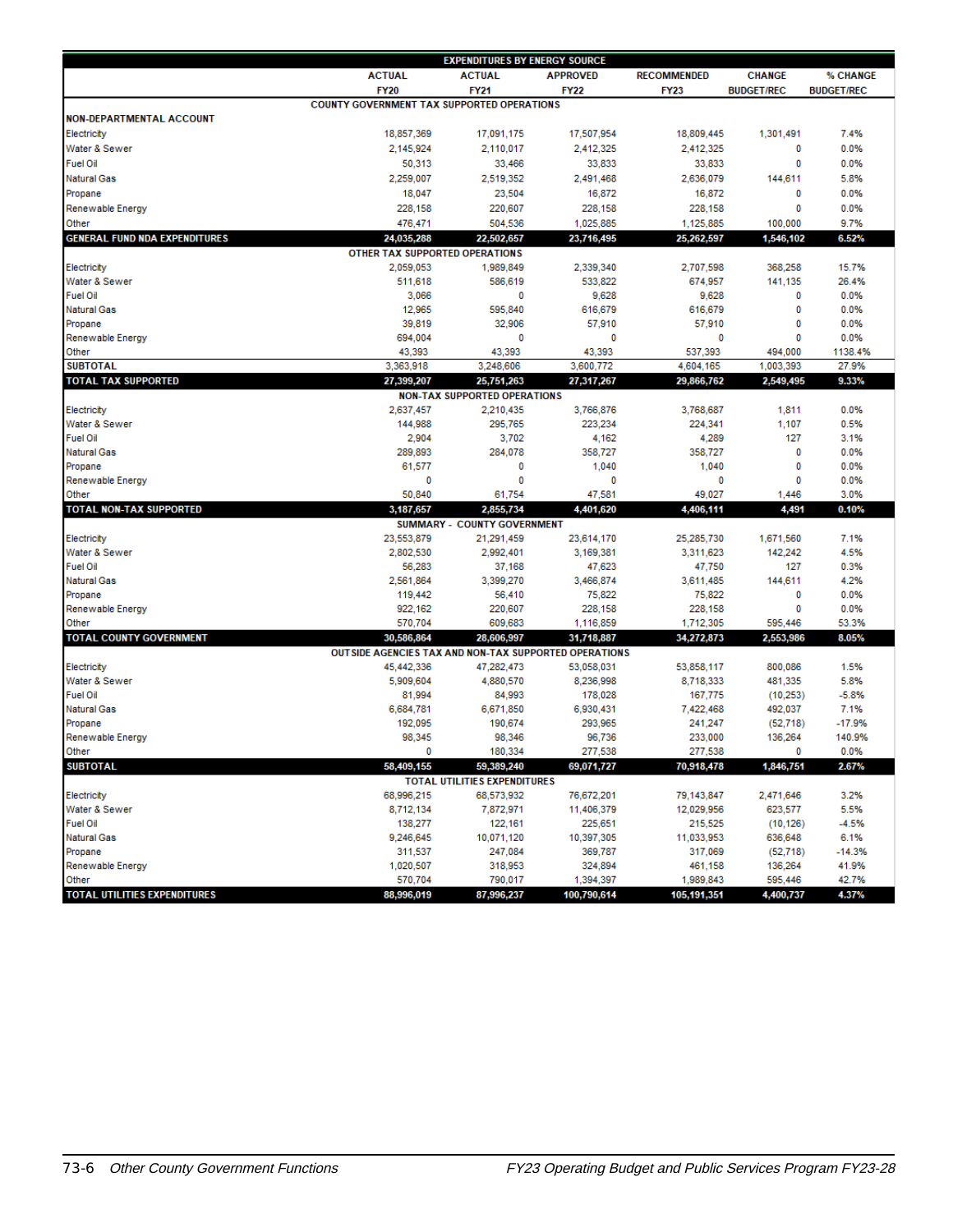| EXPENDITURES BY ENERGY SOURCE | ACTUAL FY20 | ACTUAL FY21 | APPROVED FY22 | RECOMMENDED FY23 | CHANGE BUDGET/REC | % CHANGE BUDGET/REC |
|---|---|---|---|---|---|---|
| **COUNTY GOVERNMENT TAX SUPPORTED OPERATIONS** | | | | | | |
| **NON-DEPARTMENTAL ACCOUNT** | | | | | | |
| Electricity | 18,857,369 | 17,091,175 | 17,507,954 | 18,809,445 | 1,301,491 | 7.4% |
| Water & Sewer | 2,145,924 | 2,110,017 | 2,412,325 | 2,412,325 | 0 | 0.0% |
| Fuel Oil | 50,313 | 33,466 | 33,833 | 33,833 | 0 | 0.0% |
| Natural Gas | 2,259,007 | 2,519,352 | 2,491,468 | 2,636,079 | 144,611 | 5.8% |
| Propane | 18,047 | 23,504 | 16,872 | 16,872 | 0 | 0.0% |
| Renewable Energy | 228,158 | 220,607 | 228,158 | 228,158 | 0 | 0.0% |
| Other | 476,471 | 504,536 | 1,025,885 | 1,125,885 | 100,000 | 9.7% |
| **GENERAL FUND NDA EXPENDITURES** | **24,035,288** | **22,502,657** | **23,716,495** | **25,262,597** | **1,546,102** | **6.52%** |
| **OTHER TAX SUPPORTED OPERATIONS** | | | | | | |
| Electricity | 2,059,053 | 1,989,849 | 2,339,340 | 2,707,598 | 368,258 | 15.7% |
| Water & Sewer | 511,618 | 586,619 | 533,822 | 674,957 | 141,135 | 26.4% |
| Fuel Oil | 3,066 | 0 | 9,628 | 9,628 | 0 | 0.0% |
| Natural Gas | 12,965 | 595,840 | 616,679 | 616,679 | 0 | 0.0% |
| Propane | 39,819 | 32,906 | 57,910 | 57,910 | 0 | 0.0% |
| Renewable Energy | 694,004 | 0 | 0 | 0 | 0 | 0.0% |
| Other | 43,393 | 43,393 | 43,393 | 537,393 | 494,000 | 1138.4% |
| **SUBTOTAL** | 3,363,918 | 3,248,606 | 3,600,772 | 4,604,165 | 1,003,393 | 27.9% |
| **TOTAL TAX SUPPORTED** | **27,399,207** | **25,751,263** | **27,317,267** | **29,866,762** | **2,549,495** | **9.33%** |
| **NON-TAX SUPPORTED OPERATIONS** | | | | | | |
| Electricity | 2,637,457 | 2,210,435 | 3,766,876 | 3,768,687 | 1,811 | 0.0% |
| Water & Sewer | 144,988 | 295,765 | 223,234 | 224,341 | 1,107 | 0.5% |
| Fuel Oil | 2,904 | 3,702 | 4,162 | 4,289 | 127 | 3.1% |
| Natural Gas | 289,893 | 284,078 | 358,727 | 358,727 | 0 | 0.0% |
| Propane | 61,577 | 0 | 1,040 | 1,040 | 0 | 0.0% |
| Renewable Energy | 0 | 0 | 0 | 0 | 0 | 0.0% |
| Other | 50,840 | 61,754 | 47,581 | 49,027 | 1,446 | 3.0% |
| **TOTAL NON-TAX SUPPORTED** | **3,187,657** | **2,855,734** | **4,401,620** | **4,406,111** | **4,491** | **0.10%** |
| **SUMMARY - COUNTY GOVERNMENT** | | | | | | |
| Electricity | 23,553,879 | 21,291,459 | 23,614,170 | 25,285,730 | 1,671,560 | 7.1% |
| Water & Sewer | 2,802,530 | 2,992,401 | 3,169,381 | 3,311,623 | 142,242 | 4.5% |
| Fuel Oil | 56,283 | 37,168 | 47,623 | 47,750 | 127 | 0.3% |
| Natural Gas | 2,561,864 | 3,399,270 | 3,466,874 | 3,611,485 | 144,611 | 4.2% |
| Propane | 119,442 | 56,410 | 75,822 | 75,822 | 0 | 0.0% |
| Renewable Energy | 922,162 | 220,607 | 228,158 | 228,158 | 0 | 0.0% |
| Other | 570,704 | 609,683 | 1,116,859 | 1,712,305 | 595,446 | 53.3% |
| **TOTAL COUNTY GOVERNMENT** | **30,586,864** | **28,606,997** | **31,718,887** | **34,272,873** | **2,553,986** | **8.05%** |
| **OUTSIDE AGENCIES TAX AND NON-TAX SUPPORTED OPERATIONS** | | | | | | |
| Electricity | 45,442,336 | 47,282,473 | 53,058,031 | 53,858,117 | 800,086 | 1.5% |
| Water & Sewer | 5,909,604 | 4,880,570 | 8,236,998 | 8,718,333 | 481,335 | 5.8% |
| Fuel Oil | 81,994 | 84,993 | 178,028 | 167,775 | (10,253) | -5.8% |
| Natural Gas | 6,684,781 | 6,671,850 | 6,930,431 | 7,422,468 | 492,037 | 7.1% |
| Propane | 192,095 | 190,674 | 293,965 | 241,247 | (52,718) | -17.9% |
| Renewable Energy | 98,345 | 98,346 | 96,736 | 233,000 | 136,264 | 140.9% |
| Other | 0 | 180,334 | 277,538 | 277,538 | 0 | 0.0% |
| **SUBTOTAL** | **58,409,155** | **59,389,240** | **69,071,727** | **70,918,478** | **1,846,751** | **2.67%** |
| **TOTAL UTILITIES EXPENDITURES** | | | | | | |
| Electricity | 68,996,215 | 68,573,932 | 76,672,201 | 79,143,847 | 2,471,646 | 3.2% |
| Water & Sewer | 8,712,134 | 7,872,971 | 11,406,379 | 12,029,956 | 623,577 | 5.5% |
| Fuel Oil | 138,277 | 122,161 | 225,651 | 215,525 | (10,126) | -4.5% |
| Natural Gas | 9,246,645 | 10,071,120 | 10,397,305 | 11,033,953 | 636,648 | 6.1% |
| Propane | 311,537 | 247,084 | 369,787 | 317,069 | (52,718) | -14.3% |
| Renewable Energy | 1,020,507 | 318,953 | 324,894 | 461,158 | 136,264 | 41.9% |
| Other | 570,704 | 790,017 | 1,394,397 | 1,989,843 | 595,446 | 42.7% |
| **TOTAL UTILITIES EXPENDITURES** | **88,996,019** | **87,996,237** | **100,790,614** | **105,191,351** | **4,400,737** | **4.37%** |